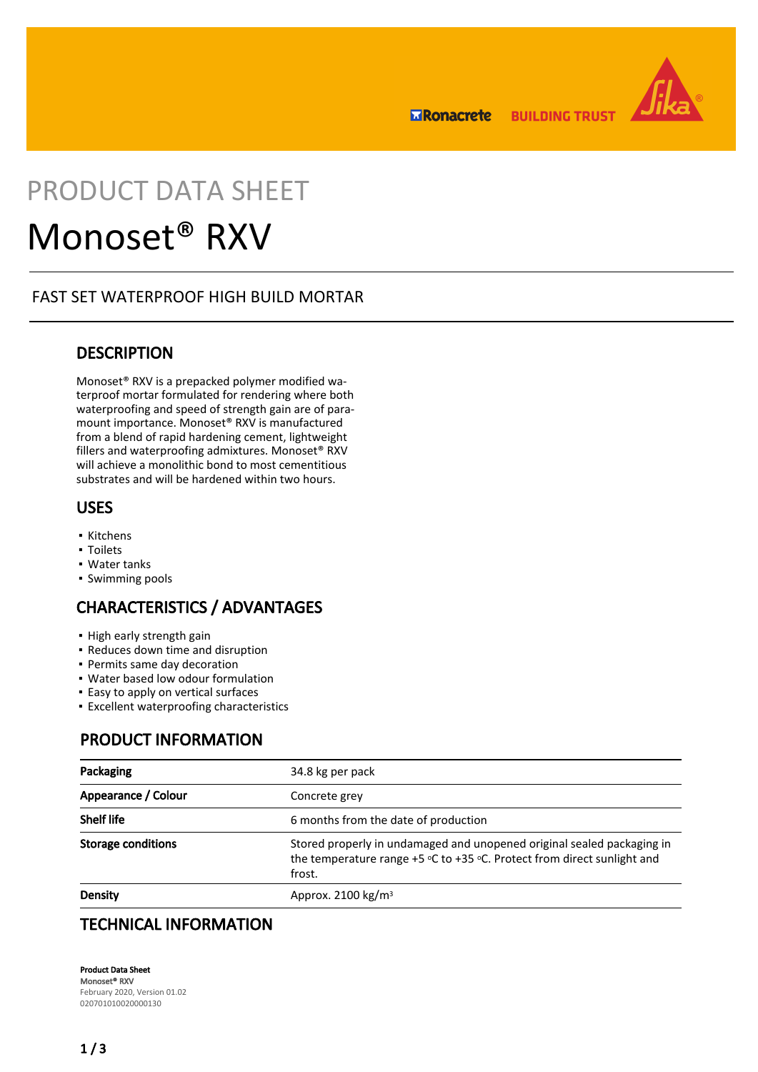PRODUCT DATA SHEET

# Monoset® RXV

FAST SET WATERPROOF HIGH BUILD MORTAR

## DESCRIPTION

Monoset® RXV is a prepacked polymer modified waterproof mortar formulated for rendering where both waterproofing and speed of strength gain are of paramount importance. Monoset® RXV is manufactured from a blend of rapid hardening cement, lightweight fillers and waterproofing admixtures. Monoset® RXV will achieve a monolithic bond to most cementitious substrates and will be hardened within two hours.

## USES

- Kitchens
- Toilets
- Water tanks
- Swimming pools

## CHARACTERISTICS / ADVANTAGES

- High early strength gain
- Reduces down time and disruption
- Permits same day decoration
- Water based low odour formulation
- Easy to apply on vertical surfaces
- Excellent waterproofing characteristics

## PRODUCT INFORMATION

| | |
|---|---|
| **Packaging** | 34.8 kg per pack |
| **Appearance / Colour** | Concrete grey |
| **Shelf life** | 6 months from the date of production |
| **Storage conditions** | Stored properly in undamaged and unopened original sealed packaging in the temperature range +5 °C to +35 °C. Protect from direct sunlight and frost. |
| **Density** | Approx. 2100 kg/m³ |

## TECHNICAL INFORMATION

**Product Data Sheet**
**Monoset® RXV**
February 2020, Version 01.02
020701010020000130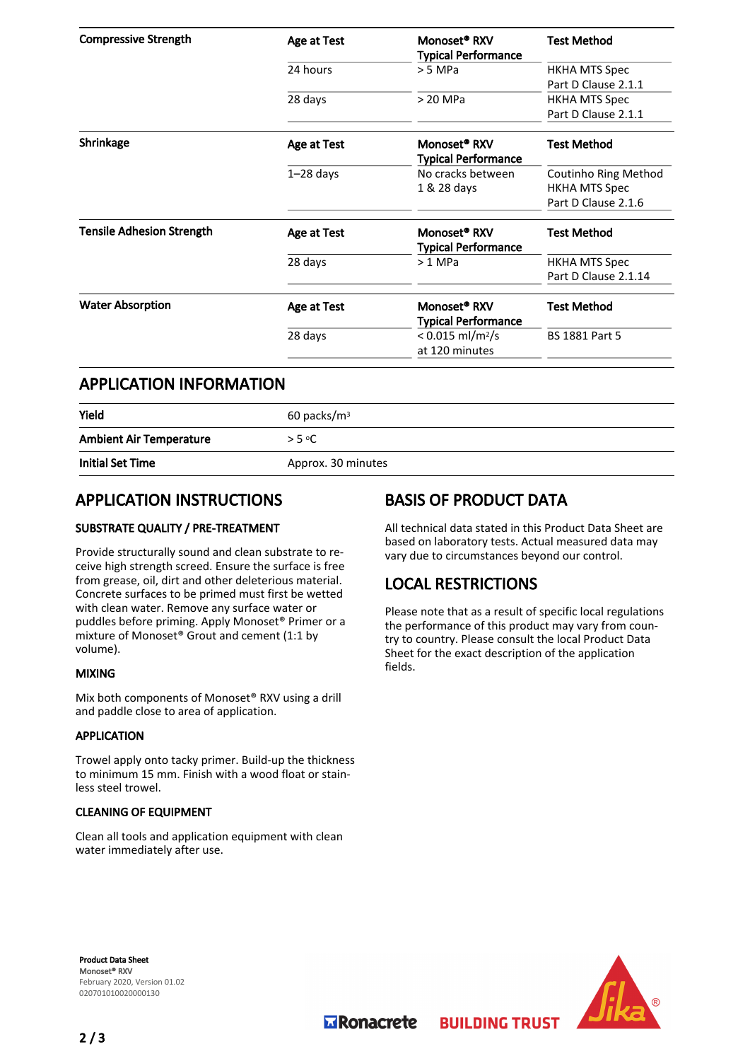| Compressive Strength | Age at Test | Monoset® RXV Typical Performance | Test Method |
|---|---|---|---|
| | 24 hours | > 5 MPa | HKHA MTS Spec Part D Clause 2.1.1 |
| | 28 days | > 20 MPa | HKHA MTS Spec Part D Clause 2.1.1 |

| Shrinkage | Age at Test | Monoset® RXV Typical Performance | Test Method |
|---|---|---|---|
| | 1–28 days | No cracks between 1 & 28 days | Coutinho Ring Method HKHA MTS Spec Part D Clause 2.1.6 |

| Tensile Adhesion Strength | Age at Test | Monoset® RXV Typical Performance | Test Method |
|---|---|---|---|
| | 28 days | > 1 MPa | HKHA MTS Spec Part D Clause 2.1.14 |

| Water Absorption | Age at Test | Monoset® RXV Typical Performance | Test Method |
|---|---|---|---|
| | 28 days | < 0.015 ml/m²/s at 120 minutes | BS 1881 Part 5 |

## APPLICATION INFORMATION

| | |
|---|---|
| **Yield** | 60 packs/m³ |
| **Ambient Air Temperature** | > 5 °C |
| **Initial Set Time** | Approx. 30 minutes |

## APPLICATION INSTRUCTIONS

### SUBSTRATE QUALITY / PRE-TREATMENT

Provide structurally sound and clean substrate to receive high strength screed. Ensure the surface is free from grease, oil, dirt and other deleterious material. Concrete surfaces to be primed must first be wetted with clean water. Remove any surface water or puddles before priming. Apply Monoset® Primer or a mixture of Monoset® Grout and cement (1:1 by volume).

### MIXING

Mix both components of Monoset® RXV using a drill and paddle close to area of application.

### APPLICATION

Trowel apply onto tacky primer. Build-up the thickness to minimum 15 mm. Finish with a wood float or stainless steel trowel.

### CLEANING OF EQUIPMENT

Clean all tools and application equipment with clean water immediately after use.

## BASIS OF PRODUCT DATA

All technical data stated in this Product Data Sheet are based on laboratory tests. Actual measured data may vary due to circumstances beyond our control.

## LOCAL RESTRICTIONS

Please note that as a result of specific local regulations the performance of this product may vary from country to country. Please consult the local Product Data Sheet for the exact description of the application fields.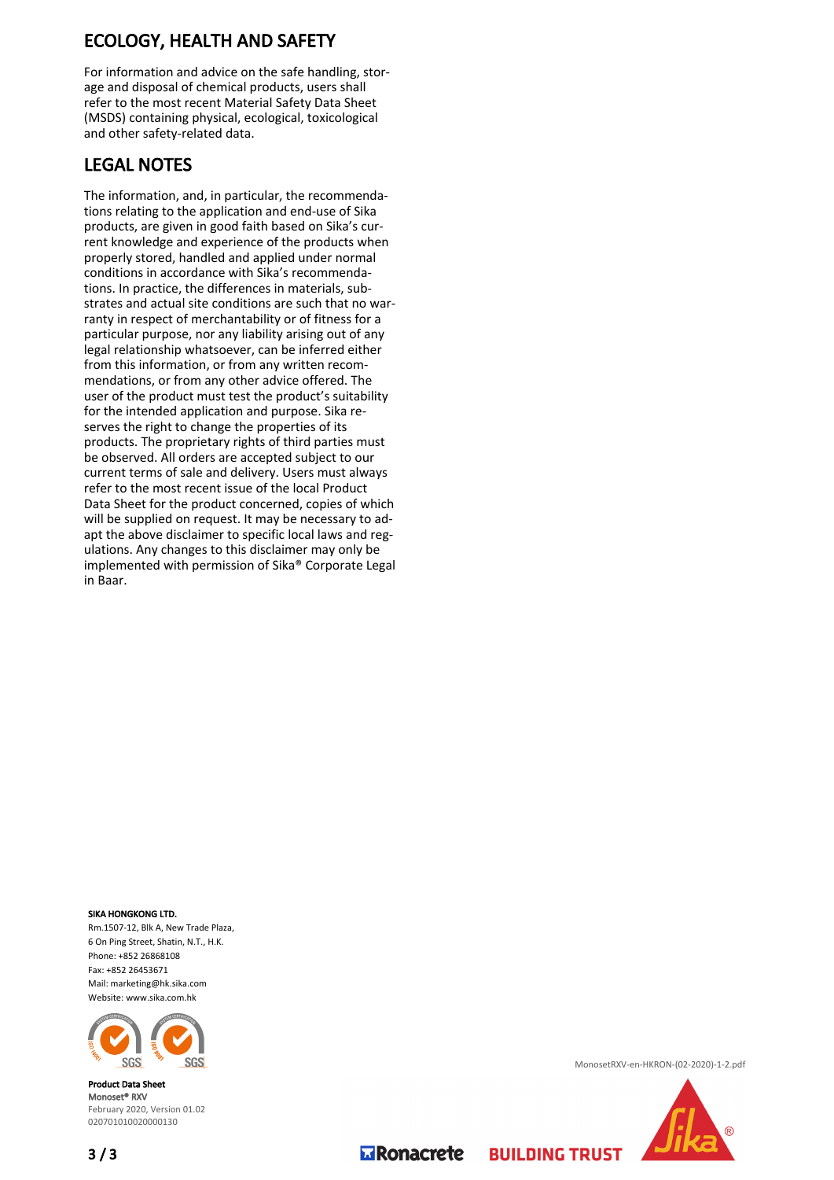## ECOLOGY, HEALTH AND SAFETY

For information and advice on the safe handling, storage and disposal of chemical products, users shall refer to the most recent Material Safety Data Sheet (MSDS) containing physical, ecological, toxicological and other safety-related data.

## LEGAL NOTES

The information, and, in particular, the recommendations relating to the application and end-use of Sika products, are given in good faith based on Sika's current knowledge and experience of the products when properly stored, handled and applied under normal conditions in accordance with Sika's recommendations. In practice, the differences in materials, substrates and actual site conditions are such that no warranty in respect of merchantability or of fitness for a particular purpose, nor any liability arising out of any legal relationship whatsoever, can be inferred either from this information, or from any written recommendations, or from any other advice offered. The user of the product must test the product's suitability for the intended application and purpose. Sika reserves the right to change the properties of its products. The proprietary rights of third parties must be observed. All orders are accepted subject to our current terms of sale and delivery. Users must always refer to the most recent issue of the local Product Data Sheet for the product concerned, copies of which will be supplied on request. It may be necessary to adapt the above disclaimer to specific local laws and regulations. Any changes to this disclaimer may only be implemented with permission of Sika® Corporate Legal in Baar.

**SIKA HONGKONG LTD.**
Rm.1507-12, Blk A, New Trade Plaza,
6 On Ping Street, Shatin, N.T., H.K.
Phone: +852 26868108
Fax: +852 26453671
Mail: marketing@hk.sika.com
Website: www.sika.com.hk

**Product Data Sheet**
**Monoset® RXV**
February 2020, Version 01.02
020701010020000130

MonosetRXV-en-HKRON-(02-2020)-1-2.pdf

Ronacrete BUILDING TRUST